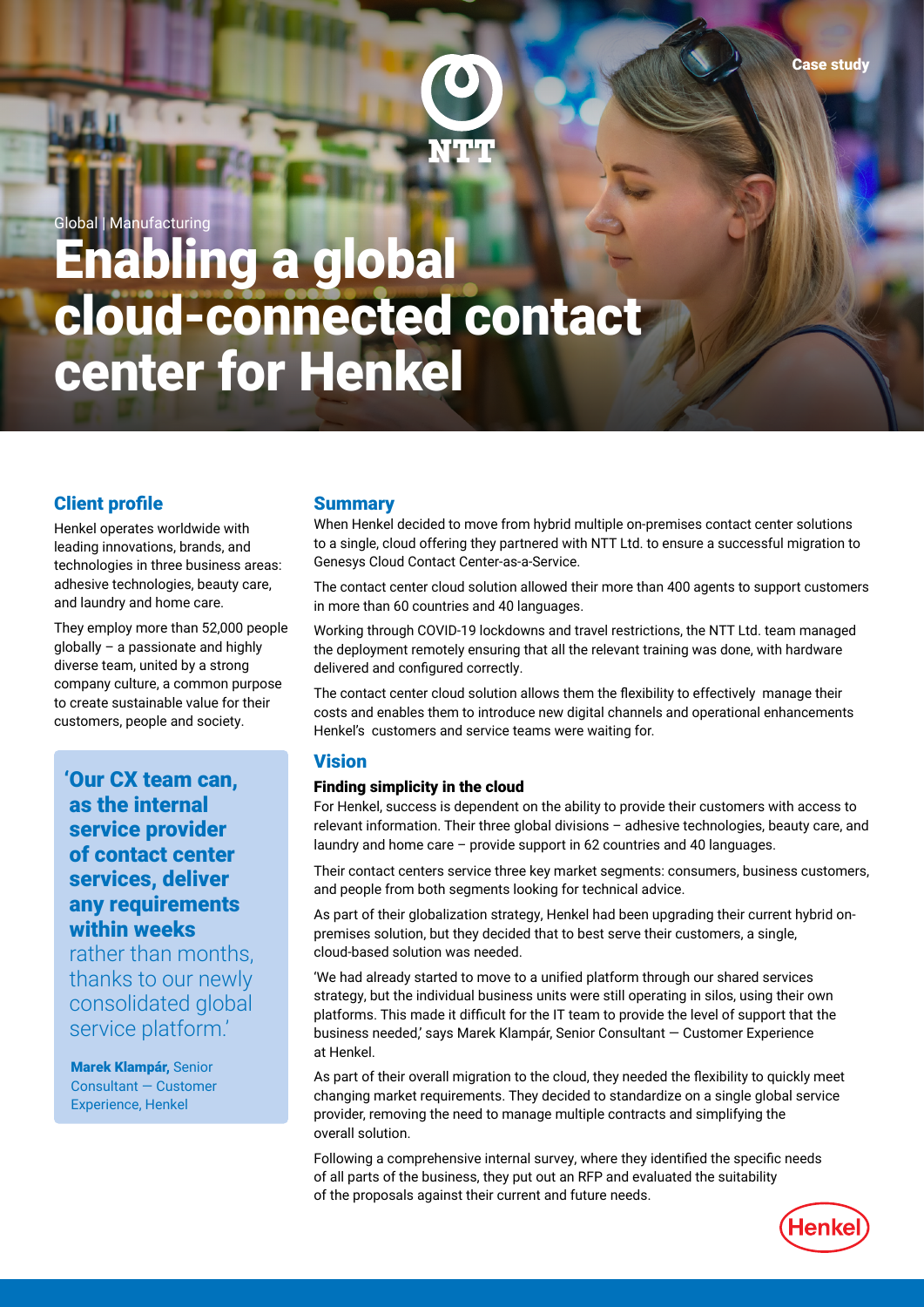Case study

Global | Manufacturing

# Enabling a global cloud-connected contact center for Henkel

## Client profile

Henkel operates worldwide with leading innovations, brands, and technologies in three business areas: adhesive technologies, beauty care, and laundry and home care.

They employ more than 52,000 people globally – a passionate and highly diverse team, united by a strong company culture, a common purpose to create sustainable value for their customers, people and society.

> **'Our CX team can, as the internal service provider of contact center services, deliver any requirements within weeks** rather than months, thanks to our newly consolidated global service platform.'
>
> **Marek Klampár,** Senior Consultant — Customer Experience, Henkel

## Summary

When Henkel decided to move from hybrid multiple on-premises contact center solutions to a single, cloud offering they partnered with NTT Ltd. to ensure a successful migration to Genesys Cloud Contact Center-as-a-Service.

The contact center cloud solution allowed their more than 400 agents to support customers in more than 60 countries and 40 languages.

Working through COVID-19 lockdowns and travel restrictions, the NTT Ltd. team managed the deployment remotely ensuring that all the relevant training was done, with hardware delivered and configured correctly.

The contact center cloud solution allows them the flexibility to effectively manage their costs and enables them to introduce new digital channels and operational enhancements Henkel's customers and service teams were waiting for.

## Vision

### Finding simplicity in the cloud

For Henkel, success is dependent on the ability to provide their customers with access to relevant information. Their three global divisions – adhesive technologies, beauty care, and laundry and home care – provide support in 62 countries and 40 languages.

Their contact centers service three key market segments: consumers, business customers, and people from both segments looking for technical advice.

As part of their globalization strategy, Henkel had been upgrading their current hybrid on-premises solution, but they decided that to best serve their customers, a single, cloud-based solution was needed.

'We had already started to move to a unified platform through our shared services strategy, but the individual business units were still operating in silos, using their own platforms. This made it difficult for the IT team to provide the level of support that the business needed,' says Marek Klampár, Senior Consultant — Customer Experience at Henkel.

As part of their overall migration to the cloud, they needed the flexibility to quickly meet changing market requirements. They decided to standardize on a single global service provider, removing the need to manage multiple contracts and simplifying the overall solution.

Following a comprehensive internal survey, where they identified the specific needs of all parts of the business, they put out an RFP and evaluated the suitability of the proposals against their current and future needs.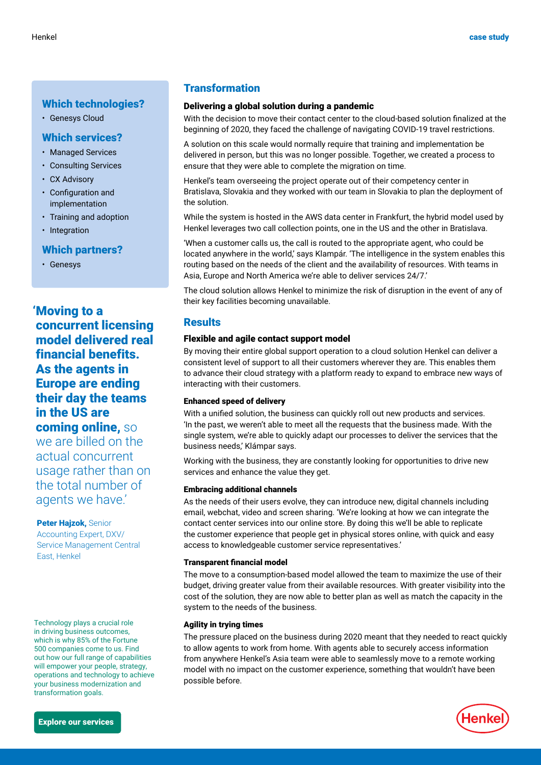## Which technologies?

- Genesys Cloud

## Which services?

- Managed Services
- Consulting Services
- CX Advisory
- Configuration and implementation
- Training and adoption
- Integration

## Which partners?

- Genesys

**'Moving to a concurrent licensing model delivered real financial benefits. As the agents in Europe are ending their day the teams in the US are coming online,** so we are billed on the actual concurrent usage rather than on the total number of agents we have.'

**Peter Hajzok,** Senior Accounting Expert, DXV/ Service Management Central East, Henkel

## Transformation

### Delivering a global solution during a pandemic

With the decision to move their contact center to the cloud-based solution finalized at the beginning of 2020, they faced the challenge of navigating COVID-19 travel restrictions.

A solution on this scale would normally require that training and implementation be delivered in person, but this was no longer possible. Together, we created a process to ensure that they were able to complete the migration on time.

Henkel's team overseeing the project operate out of their competency center in Bratislava, Slovakia and they worked with our team in Slovakia to plan the deployment of the solution.

While the system is hosted in the AWS data center in Frankfurt, the hybrid model used by Henkel leverages two call collection points, one in the US and the other in Bratislava.

'When a customer calls us, the call is routed to the appropriate agent, who could be located anywhere in the world,' says Klampár. 'The intelligence in the system enables this routing based on the needs of the client and the availability of resources. With teams in Asia, Europe and North America we're able to deliver services 24/7.'

The cloud solution allows Henkel to minimize the risk of disruption in the event of any of their key facilities becoming unavailable.

## Results

### Flexible and agile contact support model

By moving their entire global support operation to a cloud solution Henkel can deliver a consistent level of support to all their customers wherever they are. This enables them to advance their cloud strategy with a platform ready to expand to embrace new ways of interacting with their customers.

#### Enhanced speed of delivery

With a unified solution, the business can quickly roll out new products and services. 'In the past, we weren't able to meet all the requests that the business made. With the single system, we're able to quickly adapt our processes to deliver the services that the business needs,' Klámpar says.

Working with the business, they are constantly looking for opportunities to drive new services and enhance the value they get.

#### Embracing additional channels

As the needs of their users evolve, they can introduce new, digital channels including email, webchat, video and screen sharing. 'We're looking at how we can integrate the contact center services into our online store. By doing this we'll be able to replicate the customer experience that people get in physical stores online, with quick and easy access to knowledgeable customer service representatives.'

#### Transparent financial model

The move to a consumption-based model allowed the team to maximize the use of their budget, driving greater value from their available resources. With greater visibility into the cost of the solution, they are now able to better plan as well as match the capacity in the system to the needs of the business.

#### Agility in trying times

The pressure placed on the business during 2020 meant that they needed to react quickly to allow agents to work from home. With agents able to securely access information from anywhere Henkel's Asia team were able to seamlessly move to a remote working model with no impact on the customer experience, something that wouldn't have been possible before.

Technology plays a crucial role in driving business outcomes, which is why 85% of the Fortune 500 companies come to us. Find out how our full range of capabilities will empower your people, strategy, operations and technology to achieve your business modernization and transformation goals.

**Explore our services**